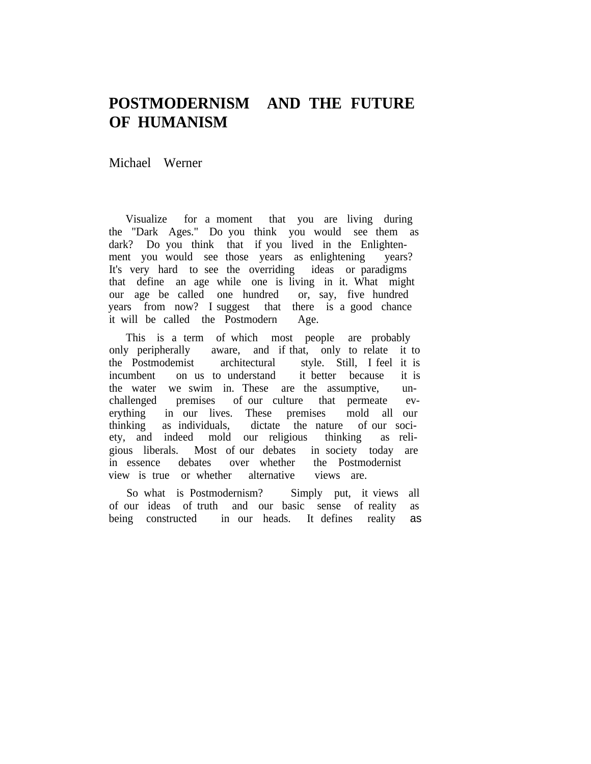# POSTMODERNISM AND THE FUTURE OF HUMANISM

Michael Werner

Visualize for a moment that you are living during the "Dark Ages." Do you think you would see them as dark? Do you think that if you lived in the Enlightenment you would see those years as enlightening years? It's very hard to see the overriding ideas or paradigms that define an age while one is living in it. What might our age be called one hundred or, say, five hundred years from now? I suggest that there is a good chance it will be called the Postmodern Age.

This is a term of which most people are probably only peripherally aware, and if that, only to relate it to the Postmodemist architectural style. Still, I feel it is incumbent on us to understand it better because it is the water we swim in. These are the assumptive, unchallenged premises of our culture that permeate everything in our lives. These premises mold all our thinking as individuals, dictate the nature of our society, and indeed mold our religious thinking as religious liberals. Most of our debates in society today are in essence debates over whether the Postmodernist view is true or whether alternative views are.

So what is Postmodernism? Simply put, it views all of our ideas of truth and our basic sense of reality as being constructed in our heads. It defines reality as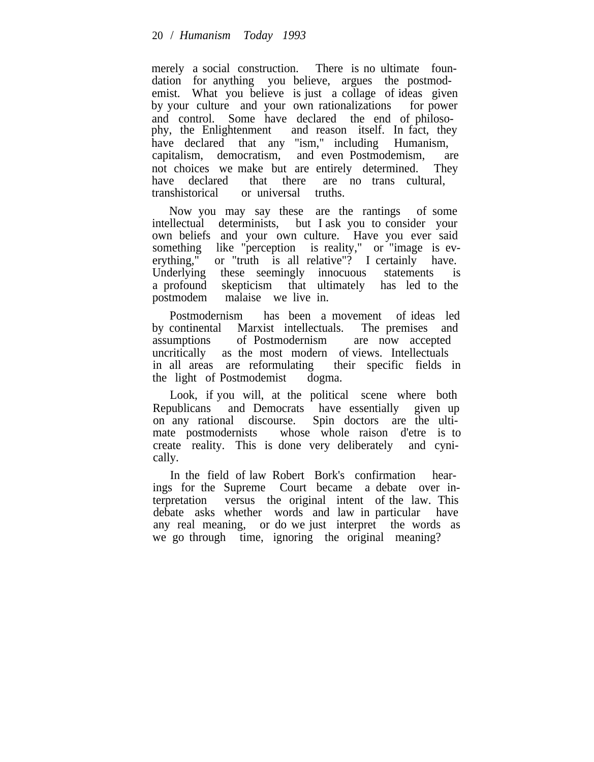merely a social construction. There is no ultimate foundation for anything you believe, argues the postmodemist. What you believe is just a collage of ideas given by your culture and your own rationalizations for power and control. Some have declared the end of philosophy, the Enlightenment and reason itself. In fact, they have declared that any "ism," including Humanism, capitalism, democratism, and even Postmodemism, are not choices we make but are entirely determined. They have declared that there are no trans cultural, transhistorical or universal truths.

Now you may say these are the rantings of some intellectual determinists, but I ask you to consider your own beliefs and your own culture. Have you ever said something like "perception is reality," or "image is everything," or "truth is all relative"? I certainly have. Underlying these seemingly innocuous statements is a profound skepticism that ultimately has led to the postmodem malaise we live in.

Postmodernism has been a movement of ideas led by continental Marxist intellectuals. The premises and assumptions of Postmodernism are now accepted uncritically as the most modern of views. Intellectuals in all areas are reformulating their specific fields in the light of Postmodemist dogma.

Look, if you will, at the political scene where both Republicans and Democrats have essentially given up on any rational discourse. Spin doctors are the ultimate postmodernists whose whole raison d'etre is to create reality. This is done very deliberately and cynically.

In the field of law Robert Bork's confirmation hearings for the Supreme Court became a debate over interpretation versus the original intent of the law. This debate asks whether words and law in particular have any real meaning, or do we just interpret the words as we go through time, ignoring the original meaning?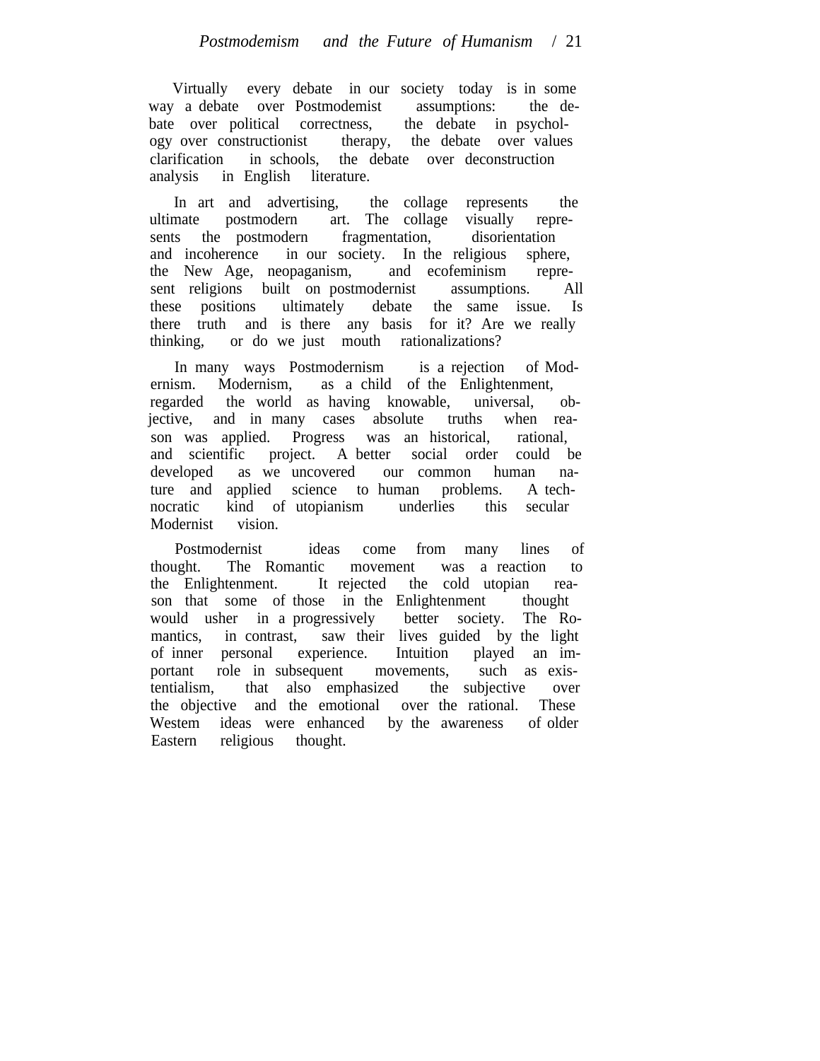Virtually every debate in our society today is in some way a debate over Postmodemist assumptions: the debate over political correctness, the debate in psychology over constructionist therapy, the debate over values clarification in schools, the debate over deconstruction analysis in English literature.

In art and advertising, the collage represents the ultimate postmodern art. The collage visually represents the postmodern fragmentation, disorientation and incoherence in our society. In the religious sphere, the New Age, neopaganism, and ecofeminism represent religions built on postmodernist assumptions. All these positions ultimately debate the same issue. Is there truth and is there any basis for it? Are we really thinking, or do we just mouth rationalizations?

In many ways Postmodernism is a rejection of Modernism. Modernism, as a child of the Enlightenment, regarded the world as having knowable, universal, objective, and in many cases absolute truths when reason was applied. Progress was an historical, rational, and scientific project. A better social order could be developed as we uncovered our common human nature and applied science to human problems. A technocratic kind of utopianism underlies this secular Modernist vision.

Postmodernist ideas come from many lines of thought. The Romantic movement was a reaction to the Enlightenment. It rejected the cold utopian reason that some of those in the Enlightenment thought would usher in a progressively better society. The Romantics, in contrast, saw their lives guided by the light of inner personal experience. Intuition played an important role in subsequent movements, such as existentialism, that also emphasized the subjective over the objective and the emotional over the rational. These Westem ideas were enhanced by the awareness of older Eastern religious thought.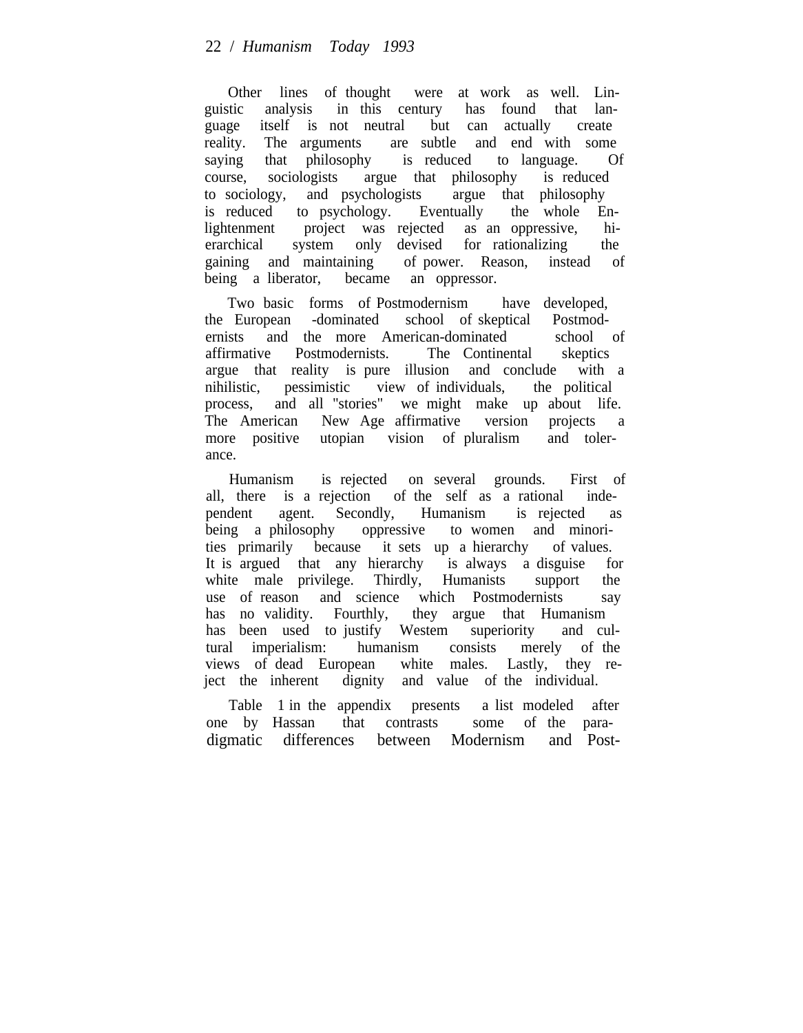Other lines of thought were at work as well. Linguistic analysis in this century has found that language itself is not neutral but can actually create reality. The arguments are subtle and end with some saying that philosophy is reduced to language. Of course, sociologists argue that philosophy is reduced to sociology, and psychologists argue that philosophy is reduced to psychology. Eventually the whole Enlightenment project was rejected as an oppressive, hierarchical system only devised for rationalizing the gaining and maintaining of power. Reason, instead of being a liberator, became an oppressor.

Two basic forms of Postmodernism have developed, the European -dominated school of skeptical Postmodernists and the more American-dominated school of affirmative Postmodernists. The Continental skeptics argue that reality is pure illusion and conclude with a nihilistic, pessimistic view of individuals, the political process, and all "stories" we might make up about life. The American New Age affirmative version projects a more positive utopian vision of pluralism and tolerance.

Humanism is rejected on several grounds. First of all, there is a rejection of the self as a rational independent agent. Secondly, Humanism is rejected as being a philosophy oppressive to women and minorities primarily because it sets up a hierarchy of values. It is argued that any hierarchy is always a disguise for white male privilege. Thirdly, Humanists support the use of reason and science which Postmodernists say has no validity. Fourthly, they argue that Humanism has been used to justify Westem superiority and cultural imperialism: humanism consists merely of the views of dead European white males. Lastly, they reject the inherent dignity and value of the individual.

Table 1 in the appendix presents a list modeled after one by Hassan that contrasts some of the paradigmatic differences between Modernism and Post-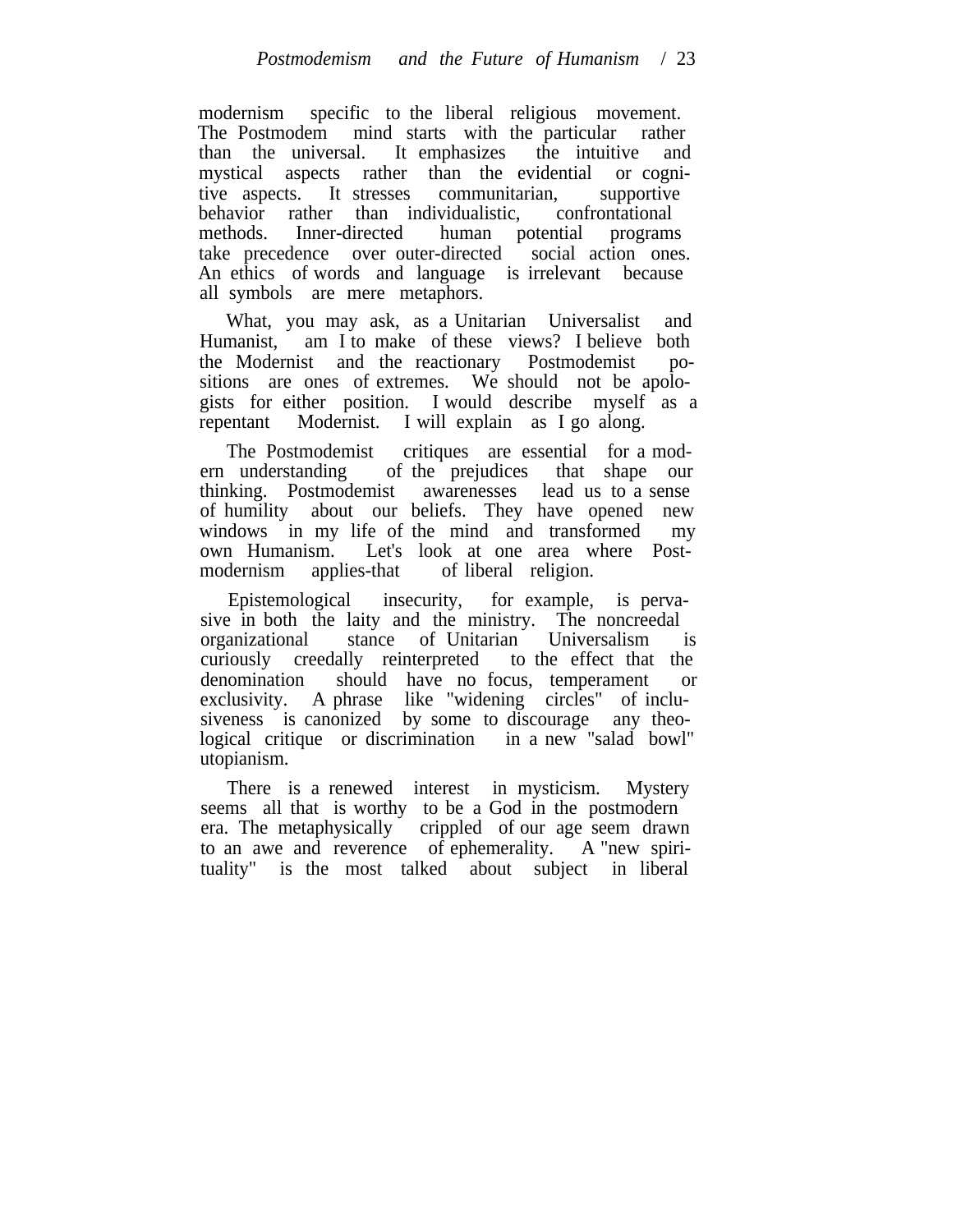modernism specific to the liberal religious movement. The Postmodem mind starts with the particular rather than the universal. It emphasizes the intuitive and mystical aspects rather than the evidential or cognitive aspects. It stresses communitarian, supportive behavior rather than individualistic, confrontational methods. Inner-directed human potential programs take precedence over outer-directed social action ones. An ethics of words and language is irrelevant because all symbols are mere metaphors.

What, you may ask, as a Unitarian Universalist and Humanist, am I to make of these views? I believe both the Modernist and the reactionary Postmodemist positions are ones of extremes. We should not be apologists for either position. I would describe myself as a repentant Modernist. I will explain as I go along.

The Postmodemist critiques are essential for a modern understanding of the prejudices that shape our thinking. Postmodemist awarenesses lead us to a sense of humility about our beliefs. They have opened new windows in my life of the mind and transformed my own Humanism. Let's look at one area where Postmodernism applies-that of liberal religion.

Epistemological insecurity, for example, is pervasive in both the laity and the ministry. The noncreedal organizational stance of Unitarian Universalism is curiously creedally reinterpreted to the effect that the denomination should have no focus, temperament or exclusivity. A phrase like "widening circles" of inclusiveness is canonized by some to discourage any theological critique or discrimination in a new "salad bowl" utopianism.

There is a renewed interest in mysticism. Mystery seems all that is worthy to be a God in the postmodern era. The metaphysically crippled of our age seem drawn to an awe and reverence of ephemerality. A "new spirituality" is the most talked about subject in liberal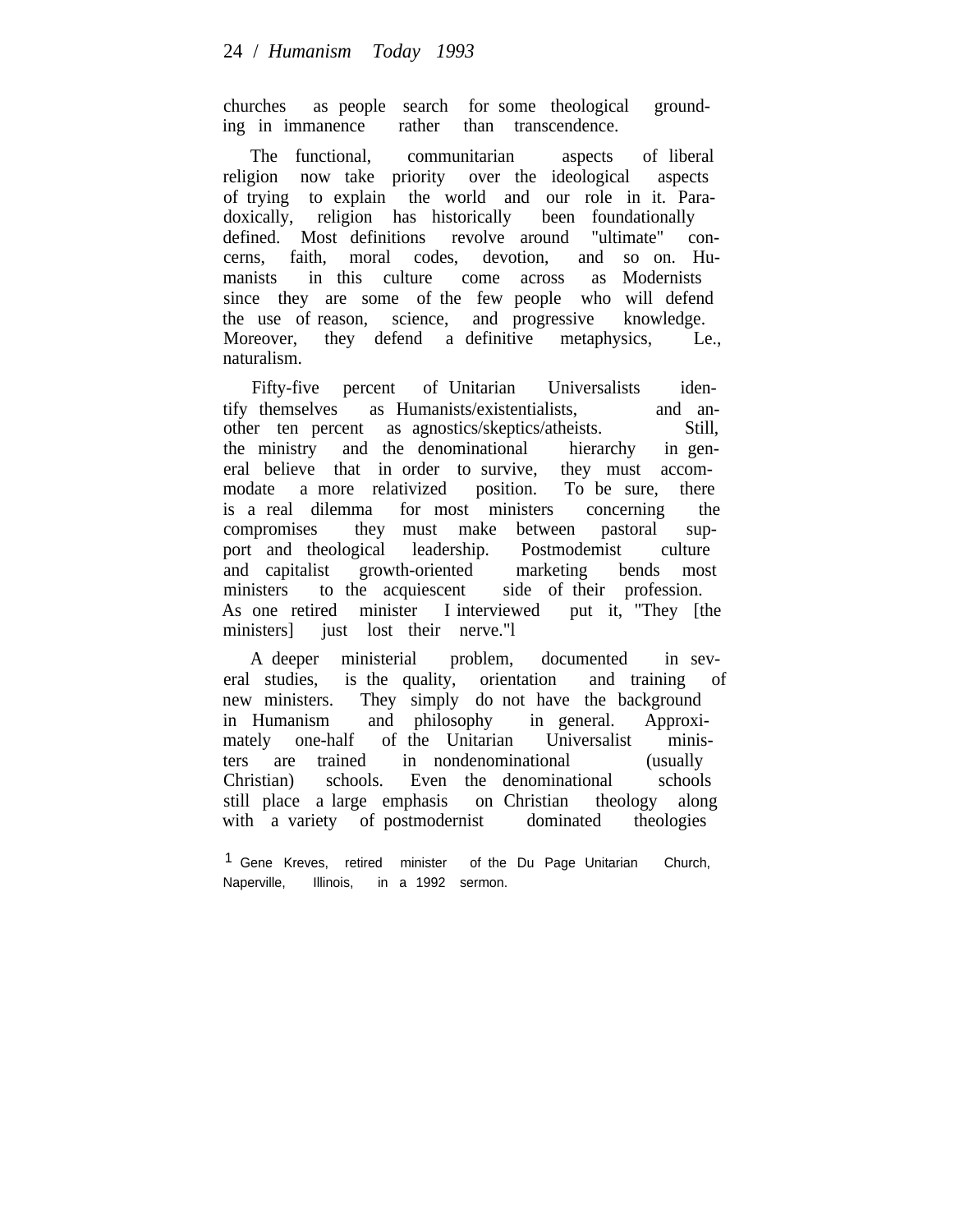churches as people search for some theological grounding in immanence rather than transcendence.

The functional, communitarian aspects of liberal religion now take priority over the ideological aspects of trying to explain the world and our role in it. Paradoxically, religion has historically been foundationally defined. Most definitions revolve around "ultimate" concerns, faith, moral codes, devotion, and so on. Humanists in this culture come across as Modernists since they are some of the few people who will defend the use of reason, science, and progressive knowledge. Moreover, they defend a definitive metaphysics, Le., naturalism.

Fifty-five percent of Unitarian Universalists identify themselves as Humanists/existentialists, and another ten percent as agnostics/skeptics/atheists. Still, the ministry and the denominational hierarchy in general believe that in order to survive, they must accommodate a more relativized position. To be sure, there is a real dilemma for most ministers concerning the compromises they must make between pastoral support and theological leadership. Postmodemist culture and capitalist growth-oriented marketing bends most ministers to the acquiescent side of their profession. As one retired minister I interviewed put it, "They [the ministers] just lost their nerve."[1]

A deeper ministerial problem, documented in several studies, is the quality, orientation and training of new ministers. They simply do not have the background in Humanism and philosophy in general. Approximately one-half of the Unitarian Universalist ministers are trained in nondenominational (usually Christian) schools. Even the denominational schools still place a large emphasis on Christian theology along with a variety of postmodernist dominated theologies

[1] Gene Kreves, retired minister of the Du Page Unitarian Church, Naperville, Illinois, in a 1992 sermon.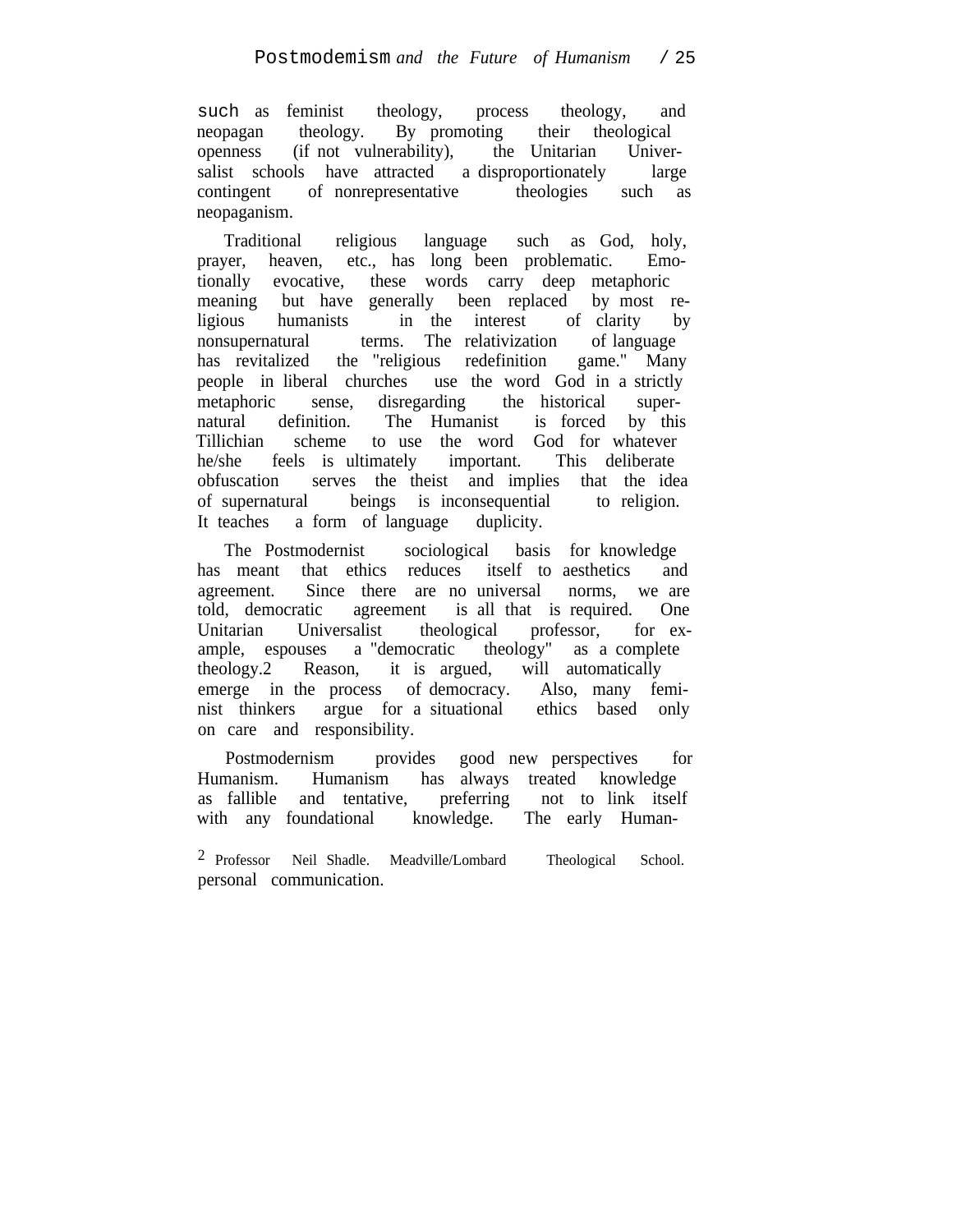such as feminist theology, process theology, and neopagan theology. By promoting their theological openness (if not vulnerability), the Unitarian Universalist schools have attracted a disproportionately large contingent of nonrepresentative theologies such as neopaganism.

Traditional religious language such as God, holy, prayer, heaven, etc., has long been problematic. Emotionally evocative, these words carry deep metaphoric meaning but have generally been replaced by most religious humanists in the interest of clarity by nonsupernatural terms. The relativization of language has revitalized the "religious redefinition game." Many people in liberal churches use the word God in a strictly metaphoric sense, disregarding the historical supernatural definition. The Humanist is forced by this Tillichian scheme to use the word God for whatever he/she feels is ultimately important. This deliberate obfuscation serves the theist and implies that the idea of supernatural beings is inconsequential to religion. It teaches a form of language duplicity.

The Postmodernist sociological basis for knowledge has meant that ethics reduces itself to aesthetics and agreement. Since there are no universal norms, we are told, democratic agreement is all that is required. One Unitarian Universalist theological professor, for example, espouses a "democratic theology" as a complete theology.[2] Reason, it is argued, will automatically emerge in the process of democracy. Also, many feminist thinkers argue for a situational ethics based only on care and responsibility.

Postmodernism provides good new perspectives for Humanism. Humanism has always treated knowledge as fallible and tentative, preferring not to link itself with any foundational knowledge. The early Human-

[2] Professor Neil Shadle. Meadville/Lombard Theological School. personal communication.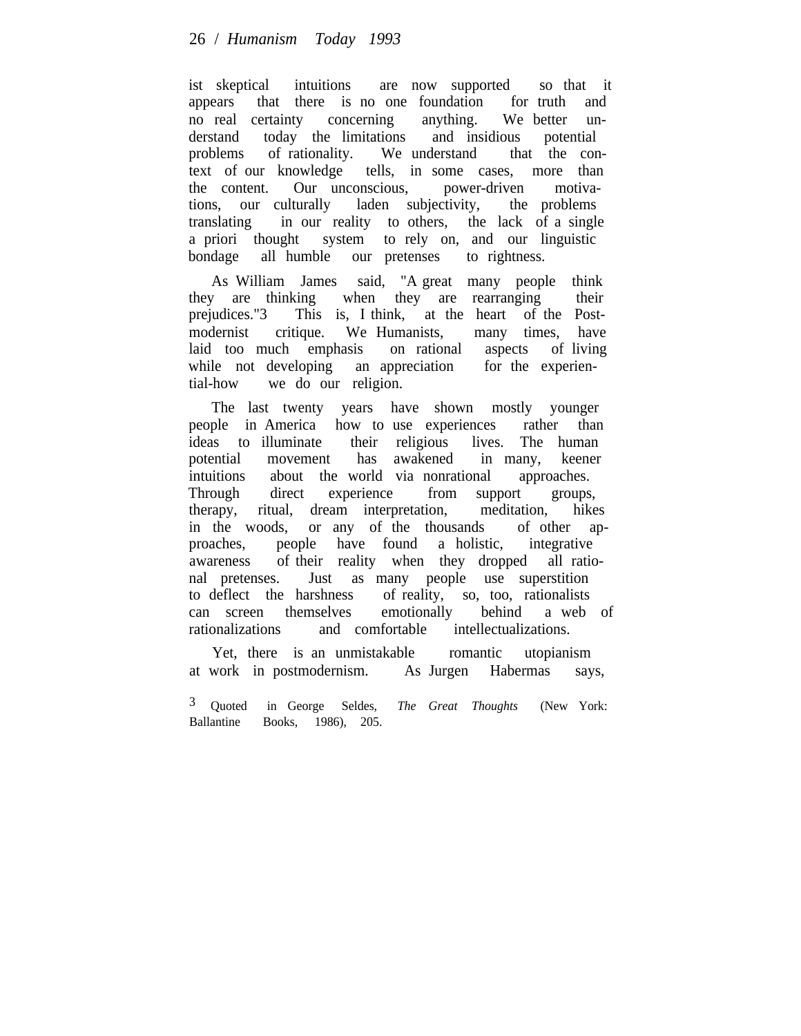ist skeptical intuitions are now supported so that it appears that there is no one foundation for truth and no real certainty concerning anything. We better understand today the limitations and insidious potential problems of rationality. We understand that the context of our knowledge tells, in some cases, more than the content. Our unconscious, power-driven motivations, our culturally laden subjectivity, the problems translating in our reality to others, the lack of a single a priori thought system to rely on, and our linguistic bondage all humble our pretenses to rightness.

As William James said, "A great many people think they are thinking when they are rearranging their prejudices."[3] This is, I think, at the heart of the Postmodernist critique. We Humanists, many times, have laid too much emphasis on rational aspects of living while not developing an appreciation for the experiential-how we do our religion.

The last twenty years have shown mostly younger people in America how to use experiences rather than ideas to illuminate their religious lives. The human potential movement has awakened in many, keener intuitions about the world via nonrational approaches. Through direct experience from support groups, therapy, ritual, dream interpretation, meditation, hikes in the woods, or any of the thousands of other approaches, people have found a holistic, integrative awareness of their reality when they dropped all rational pretenses. Just as many people use superstition to deflect the harshness of reality, so, too, rationalists can screen themselves emotionally behind a web of rationalizations and comfortable intellectualizations.

Yet, there is an unmistakable romantic utopianism at work in postmodernism. As Jurgen Habermas says,

[3] Quoted in George Seldes, *The Great Thoughts* (New York: Ballantine Books, 1986), 205.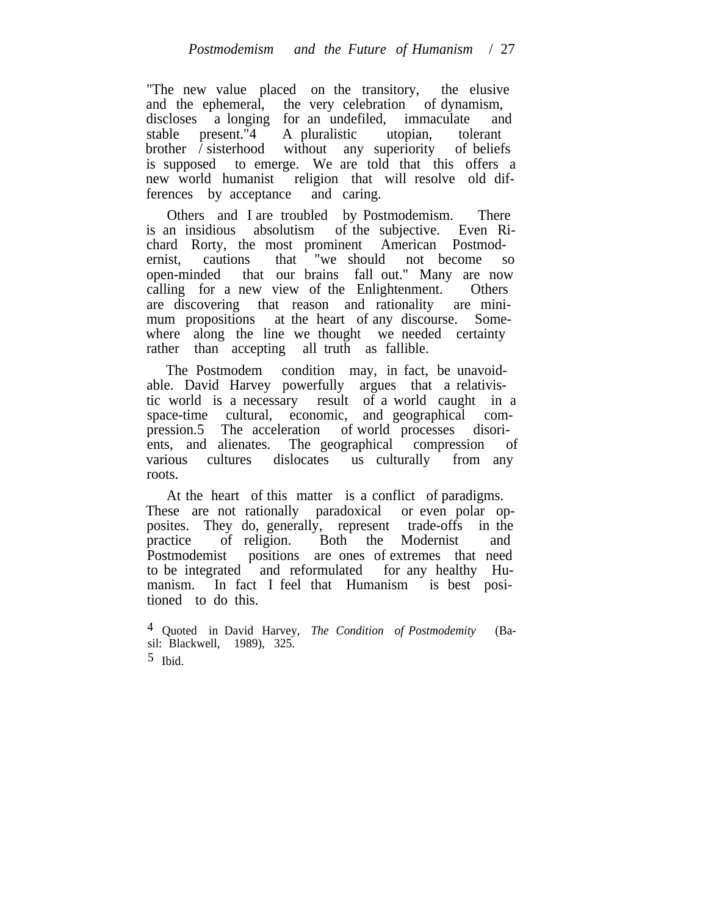"The new value placed on the transitory, the elusive and the ephemeral, the very celebration of dynamism, discloses a longing for an undefiled, immaculate and stable present."[4] A pluralistic utopian, tolerant brother / sisterhood without any superiority of beliefs is supposed to emerge. We are told that this offers a new world humanist religion that will resolve old differences by acceptance and caring.

Others and I are troubled by Postmodemism. There is an insidious absolutism of the subjective. Even Richard Rorty, the most prominent American Postmodernist, cautions that "we should not become so open-minded that our brains fall out." Many are now calling for a new view of the Enlightenment. Others are discovering that reason and rationality are minimum propositions at the heart of any discourse. Somewhere along the line we thought we needed certainty rather than accepting all truth as fallible.

The Postmodem condition may, in fact, be unavoidable. David Harvey powerfully argues that a relativistic world is a necessary result of a world caught in a space-time cultural, economic, and geographical compression.[5] The acceleration of world processes disorients, and alienates. The geographical compression of various cultures dislocates us culturally from any roots.

At the heart of this matter is a conflict of paradigms. These are not rationally paradoxical or even polar opposites. They do, generally, represent trade-offs in the practice of religion. Both the Modernist and Postmodemist positions are ones of extremes that need to be integrated and reformulated for any healthy Humanism. In fact I feel that Humanism is best positioned to do this.

[4] Quoted in David Harvey, *The Condition of Postmodemity* (Basil: Blackwell, 1989), 325.

[5] Ibid.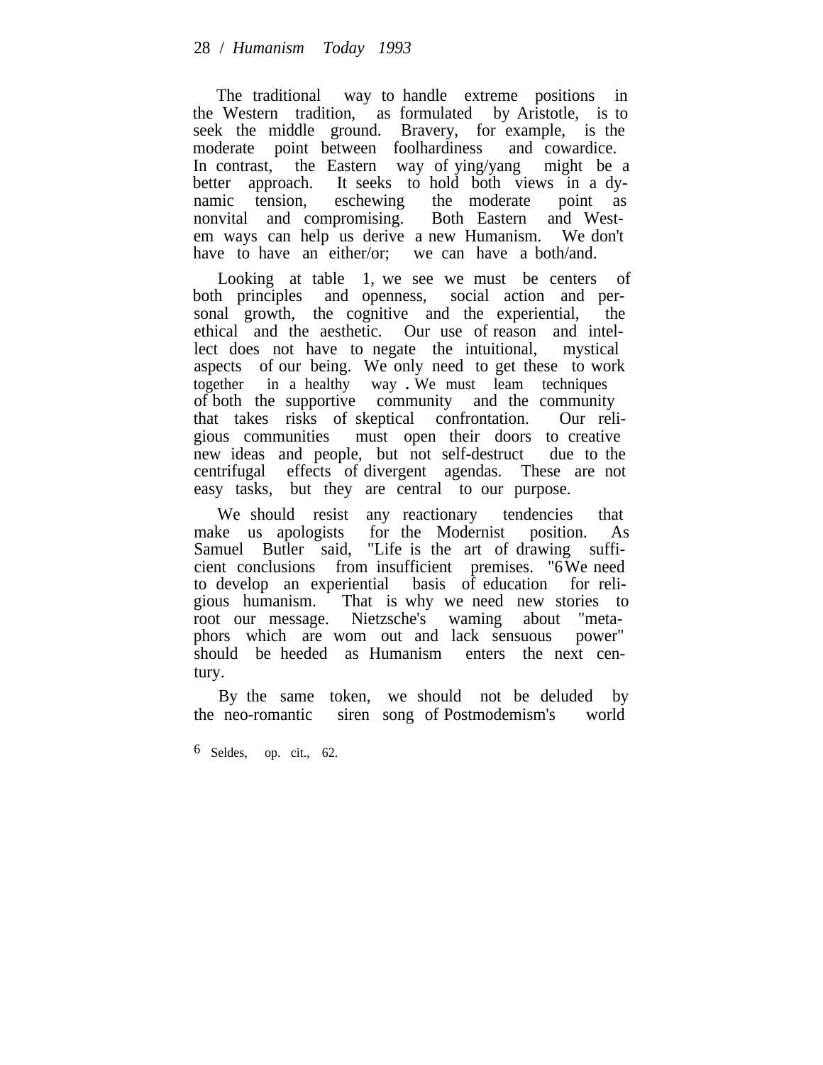The traditional way to handle extreme positions in the Western tradition, as formulated by Aristotle, is to seek the middle ground. Bravery, for example, is the moderate point between foolhardiness and cowardice. In contrast, the Eastern way of ying/yang might be a better approach. It seeks to hold both views in a dynamic tension, eschewing the moderate point as nonvital and compromising. Both Eastern and Westem ways can help us derive a new Humanism. We don't have to have an either/or; we can have a both/and.

Looking at table 1, we see we must be centers of both principles and openness, social action and personal growth, the cognitive and the experiential, the ethical and the aesthetic. Our use of reason and intellect does not have to negate the intuitional, mystical aspects of our being. We only need to get these to work together in a healthy way. We must leam techniques of both the supportive community and the community that takes risks of skeptical confrontation. Our religious communities must open their doors to creative new ideas and people, but not self-destruct due to the centrifugal effects of divergent agendas. These are not easy tasks, but they are central to our purpose.

We should resist any reactionary tendencies that make us apologists for the Modernist position. As Samuel Butler said, "Life is the art of drawing sufficient conclusions from insufficient premises."[6] We need to develop an experiential basis of education for religious humanism. That is why we need new stories to root our message. Nietzsche's waming about "metaphors which are wom out and lack sensuous power" should be heeded as Humanism enters the next century.

By the same token, we should not be deluded by the neo-romantic siren song of Postmodemism's world

[6] Seldes, op. cit., 62.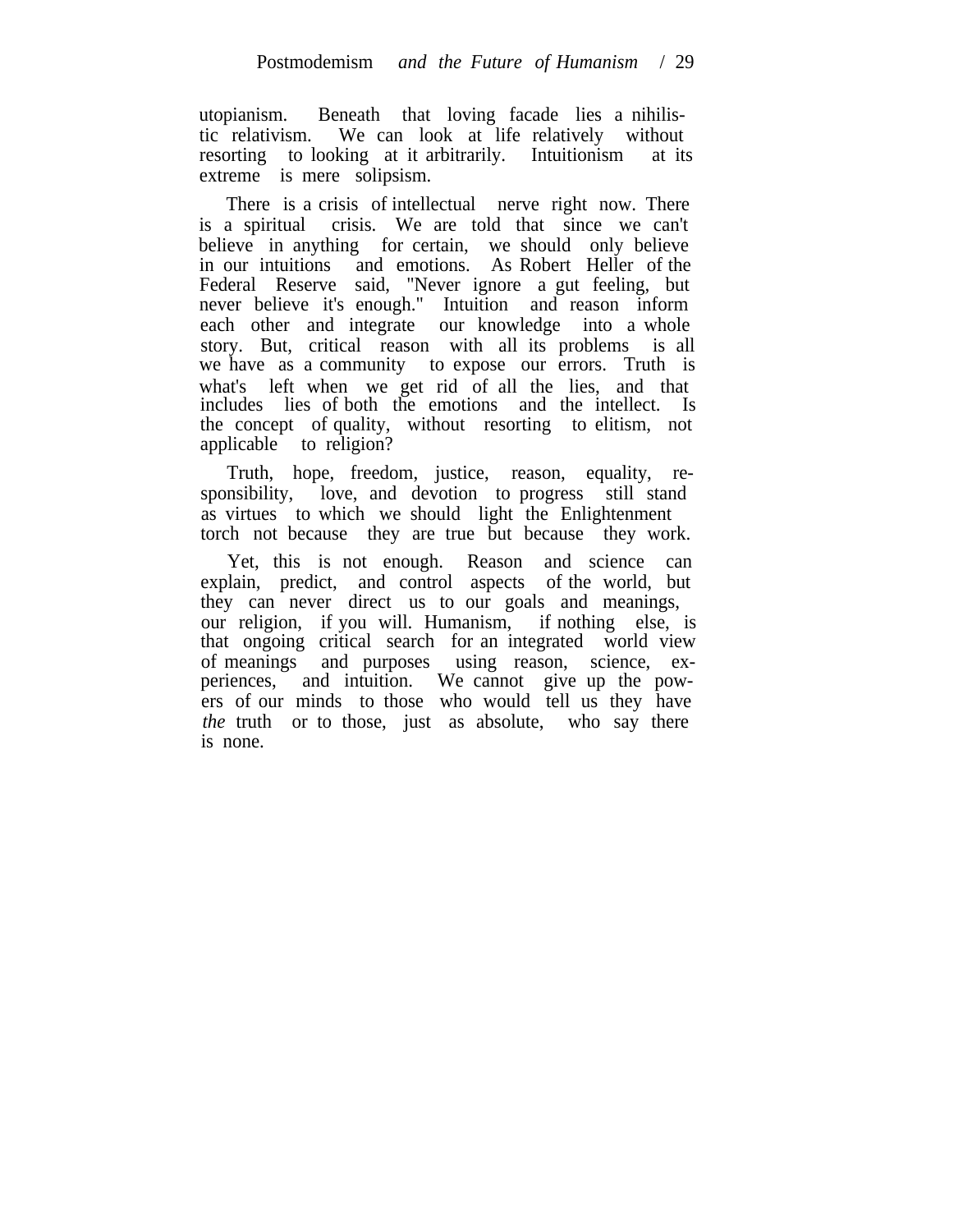utopianism. Beneath that loving facade lies a nihilistic relativism. We can look at life relatively without resorting to looking at it arbitrarily. Intuitionism at its extreme is mere solipsism.

There is a crisis of intellectual nerve right now. There is a spiritual crisis. We are told that since we can't believe in anything for certain, we should only believe in our intuitions and emotions. As Robert Heller of the Federal Reserve said, "Never ignore a gut feeling, but never believe it's enough." Intuition and reason inform each other and integrate our knowledge into a whole story. But, critical reason with all its problems is all we have as a community to expose our errors. Truth is what's left when we get rid of all the lies, and that includes lies of both the emotions and the intellect. Is the concept of quality, without resorting to elitism, not applicable to religion?

Truth, hope, freedom, justice, reason, equality, responsibility, love, and devotion to progress still stand as virtues to which we should light the Enlightenment torch not because they are true but because they work.

Yet, this is not enough. Reason and science can explain, predict, and control aspects of the world, but they can never direct us to our goals and meanings, our religion, if you will. Humanism, if nothing else, is that ongoing critical search for an integrated world view of meanings and purposes using reason, science, experiences, and intuition. We cannot give up the powers of our minds to those who would tell us they have *the* truth or to those, just as absolute, who say there is none.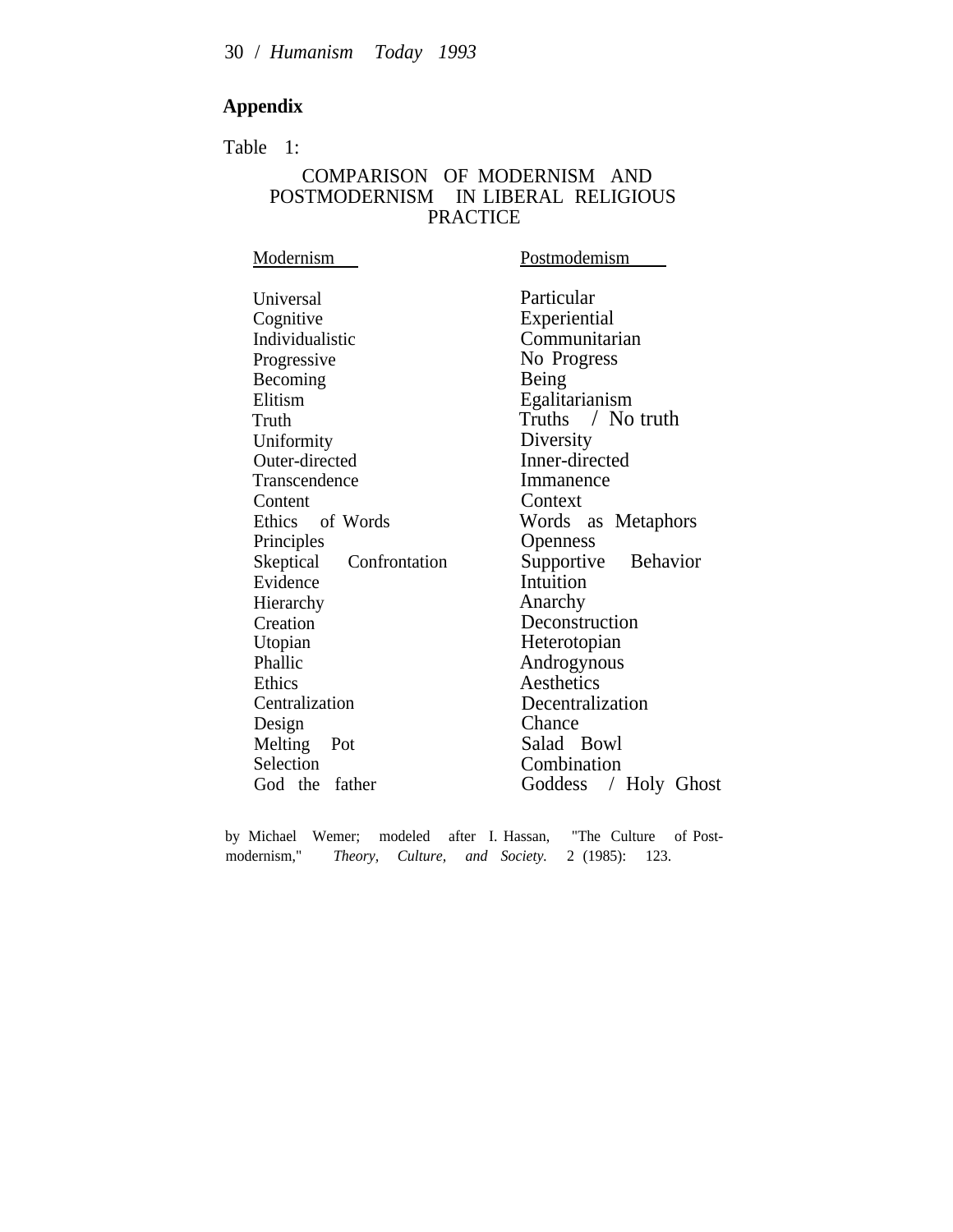## Appendix

Table 1:

COMPARISON OF MODERNISM AND POSTMODERNISM IN LIBERAL RELIGIOUS PRACTICE

| Modernism | Postmodemism |
| --- | --- |
| Universal | Particular |
| Cognitive | Experiential |
| Individualistic | Communitarian |
| Progressive | No Progress |
| Becoming | Being |
| Elitism | Egalitarianism |
| Truth | Truths / No truth |
| Uniformity | Diversity |
| Outer-directed | Inner-directed |
| Transcendence | Immanence |
| Content | Context |
| Ethics of Words | Words as Metaphors |
| Principles | Openness |
| Skeptical Confrontation | Supportive Behavior |
| Evidence | Intuition |
| Hierarchy | Anarchy |
| Creation | Deconstruction |
| Utopian | Heterotopian |
| Phallic | Androgynous |
| Ethics | Aesthetics |
| Centralization | Decentralization |
| Design | Chance |
| Melting Pot | Salad Bowl |
| Selection | Combination |
| God the father | Goddess / Holy Ghost |

by Michael Wemer; modeled after I. Hassan, "The Culture of Post-modernism," *Theory, Culture, and Society.* 2 (1985): 123.